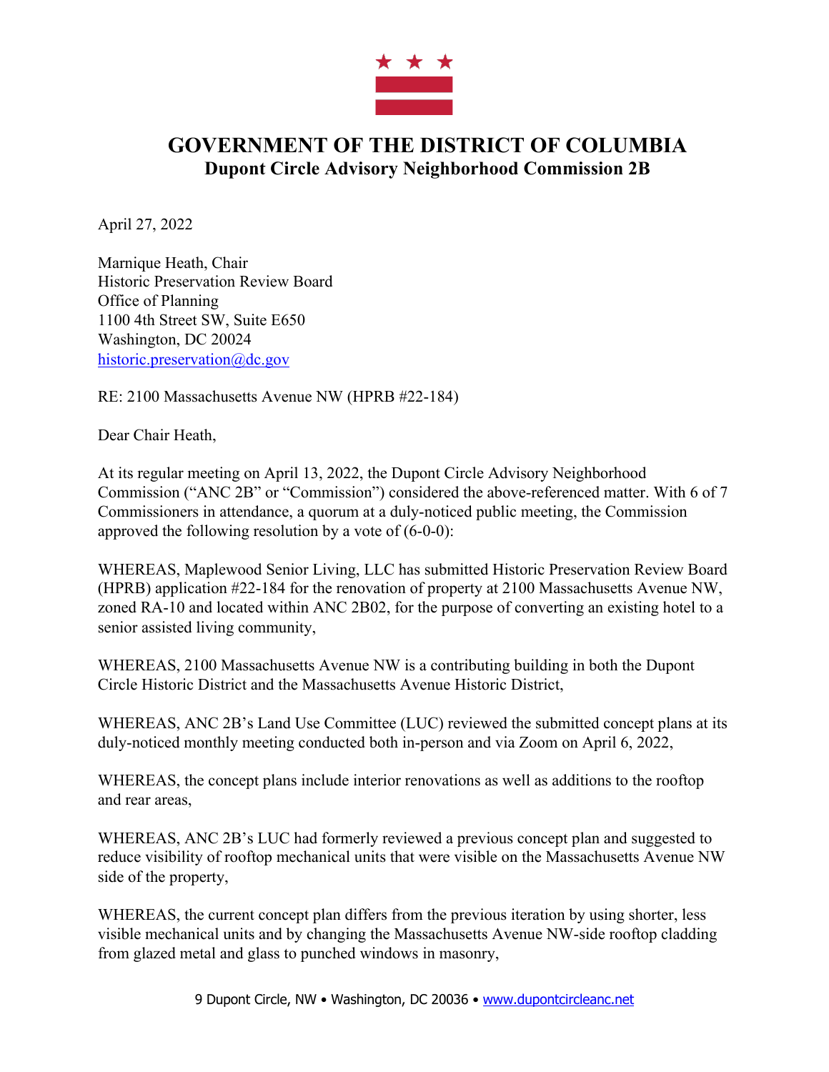# GOVERNMENT OF THE DISTRICT OF COLUMBIA

## Dupont Circle Advisory Neighborhood Commission 2B

April 27, 2022

Marnique Heath, Chair
Historic Preservation Review Board
Office of Planning
1100 4th Street SW, Suite E650
Washington, DC 20024
historic.preservation@dc.gov

RE: 2100 Massachusetts Avenue NW (HPRB #22-184)

Dear Chair Heath,

At its regular meeting on April 13, 2022, the Dupont Circle Advisory Neighborhood Commission ("ANC 2B" or "Commission") considered the above-referenced matter. With 6 of 7 Commissioners in attendance, a quorum at a duly-noticed public meeting, the Commission approved the following resolution by a vote of (6-0-0):

WHEREAS, Maplewood Senior Living, LLC has submitted Historic Preservation Review Board (HPRB) application #22-184 for the renovation of property at 2100 Massachusetts Avenue NW, zoned RA-10 and located within ANC 2B02, for the purpose of converting an existing hotel to a senior assisted living community,

WHEREAS, 2100 Massachusetts Avenue NW is a contributing building in both the Dupont Circle Historic District and the Massachusetts Avenue Historic District,

WHEREAS, ANC 2B's Land Use Committee (LUC) reviewed the submitted concept plans at its duly-noticed monthly meeting conducted both in-person and via Zoom on April 6, 2022,

WHEREAS, the concept plans include interior renovations as well as additions to the rooftop and rear areas,

WHEREAS, ANC 2B's LUC had formerly reviewed a previous concept plan and suggested to reduce visibility of rooftop mechanical units that were visible on the Massachusetts Avenue NW side of the property,

WHEREAS, the current concept plan differs from the previous iteration by using shorter, less visible mechanical units and by changing the Massachusetts Avenue NW-side rooftop cladding from glazed metal and glass to punched windows in masonry,

9 Dupont Circle, NW • Washington, DC 20036 • www.dupontcircleanc.net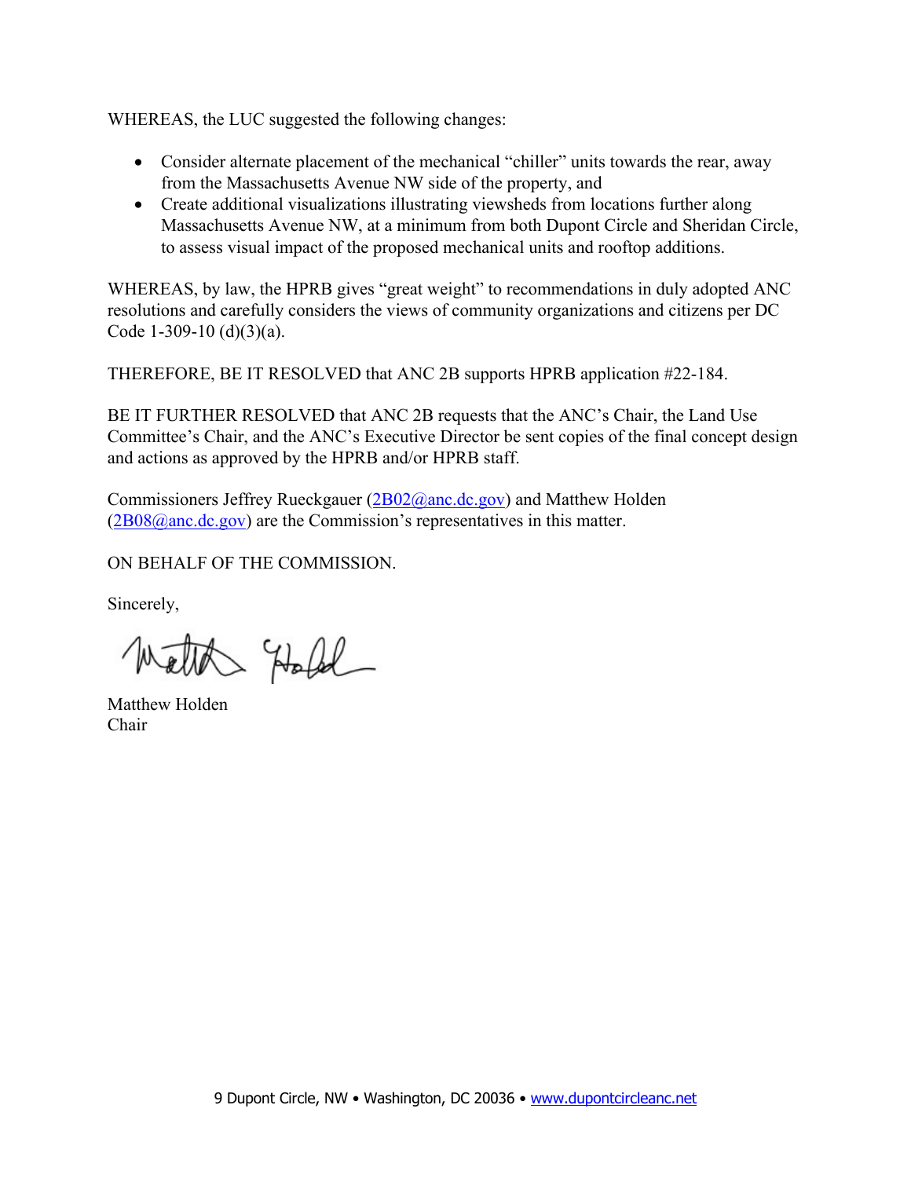WHEREAS, the LUC suggested the following changes:

- Consider alternate placement of the mechanical "chiller" units towards the rear, away from the Massachusetts Avenue NW side of the property, and
- Create additional visualizations illustrating viewsheds from locations further along Massachusetts Avenue NW, at a minimum from both Dupont Circle and Sheridan Circle, to assess visual impact of the proposed mechanical units and rooftop additions.

WHEREAS, by law, the HPRB gives "great weight" to recommendations in duly adopted ANC resolutions and carefully considers the views of community organizations and citizens per DC Code 1-309-10 (d)(3)(a).

THEREFORE, BE IT RESOLVED that ANC 2B supports HPRB application #22-184.

BE IT FURTHER RESOLVED that ANC 2B requests that the ANC's Chair, the Land Use Committee's Chair, and the ANC's Executive Director be sent copies of the final concept design and actions as approved by the HPRB and/or HPRB staff.

Commissioners Jeffrey Rueckgauer (2B02@anc.dc.gov) and Matthew Holden (2B08@anc.dc.gov) are the Commission's representatives in this matter.

ON BEHALF OF THE COMMISSION.

Sincerely,

Matthew Holden
Chair